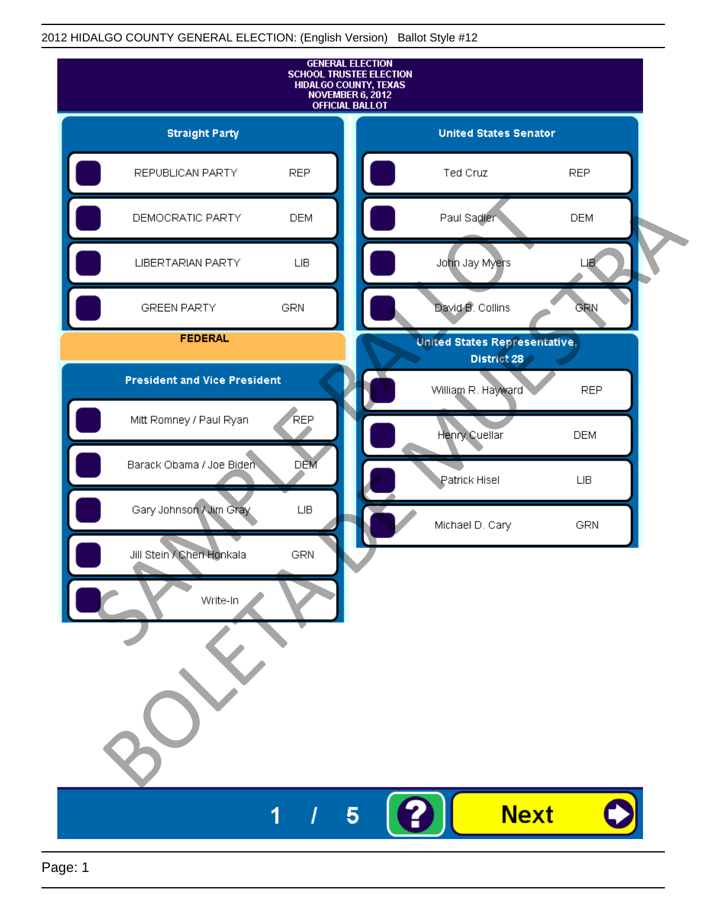2012 HIDALGO COUNTY GENERAL ELECTION: (English Version) Ballot Style #12

# GENERAL ELECTION
# SCHOOL TRUSTEE ELECTION
# HIDALGO COUNTY, TEXAS
# NOVEMBER 6, 2012
# OFFICIAL BALLOT

## Straight Party

| Candidate | Party |
| --- | --- |
| REPUBLICAN PARTY | REP |
| DEMOCRATIC PARTY | DEM |
| LIBERTARIAN PARTY | LIB |
| GREEN PARTY | GRN |

## FEDERAL

### President and Vice President

| Candidate | Party |
| --- | --- |
| Mitt Romney / Paul Ryan | REP |
| Barack Obama / Joe Biden | DEM |
| Gary Johnson / Jim Gray | LIB |
| Jill Stein / Cheri Honkala | GRN |
| Write-In | |

### United States Senator

| Candidate | Party |
| --- | --- |
| Ted Cruz | REP |
| Paul Sadler | DEM |
| John Jay Myers | LIB |
| David B. Collins | GRN |

### United States Representative, District 28

| Candidate | Party |
| --- | --- |
| William R. Hayward | REP |
| Henry Cuellar | DEM |
| Patrick Hisel | LIB |
| Michael D. Cary | GRN |

SAMPLE BALLOT BOLETA DE MUESTRA

1 / 5 ? Next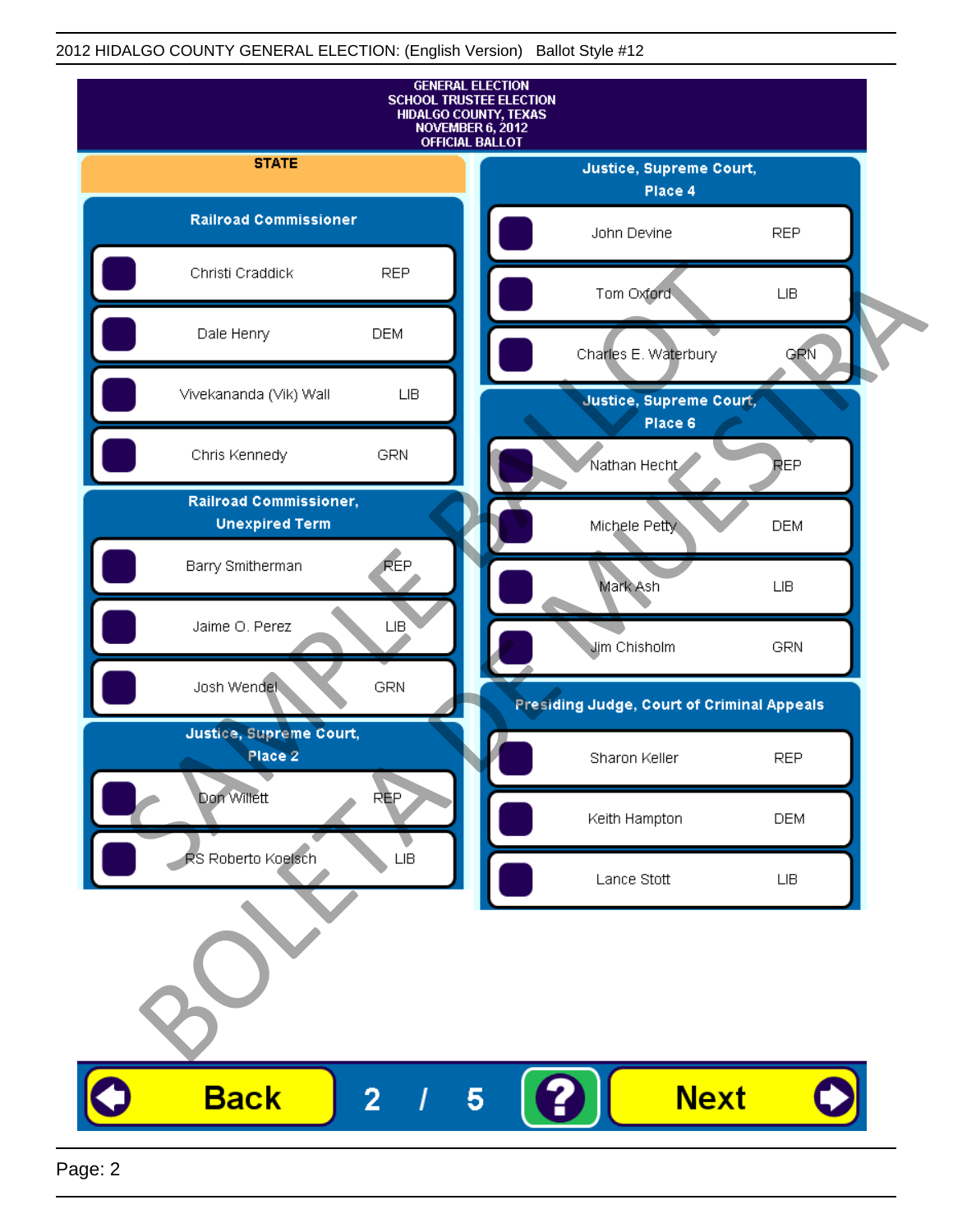2012 HIDALGO COUNTY GENERAL ELECTION: (English Version) Ballot Style #12

GENERAL ELECTION
SCHOOL TRUSTEE ELECTION
HIDALGO COUNTY, TEXAS
NOVEMBER 6, 2012
OFFICIAL BALLOT

## STATE

### Railroad Commissioner

| Candidate | Party |
|---|---|
| Christi Craddick | REP |
| Dale Henry | DEM |
| Vivekananda (Vik) Wall | LIB |
| Chris Kennedy | GRN |

### Railroad Commissioner, Unexpired Term

| Candidate | Party |
|---|---|
| Barry Smitherman | REP |
| Jaime O. Perez | LIB |
| Josh Wendel | GRN |

### Justice, Supreme Court, Place 2

| Candidate | Party |
|---|---|
| Don Willett | REP |
| RS Roberto Koelsch | LIB |

### Justice, Supreme Court, Place 4

| Candidate | Party |
|---|---|
| John Devine | REP |
| Tom Oxford | LIB |
| Charles E. Waterbury | GRN |

### Justice, Supreme Court, Place 6

| Candidate | Party |
|---|---|
| Nathan Hecht | REP |
| Michele Petty | DEM |
| Mark Ash | LIB |
| Jim Chisholm | GRN |

### Presiding Judge, Court of Criminal Appeals

| Candidate | Party |
|---|---|
| Sharon Keller | REP |
| Keith Hampton | DEM |
| Lance Stott | LIB |

SAMPLE BALLOT
BOLETA DE MUESTRA

Back 2 / 5 ? Next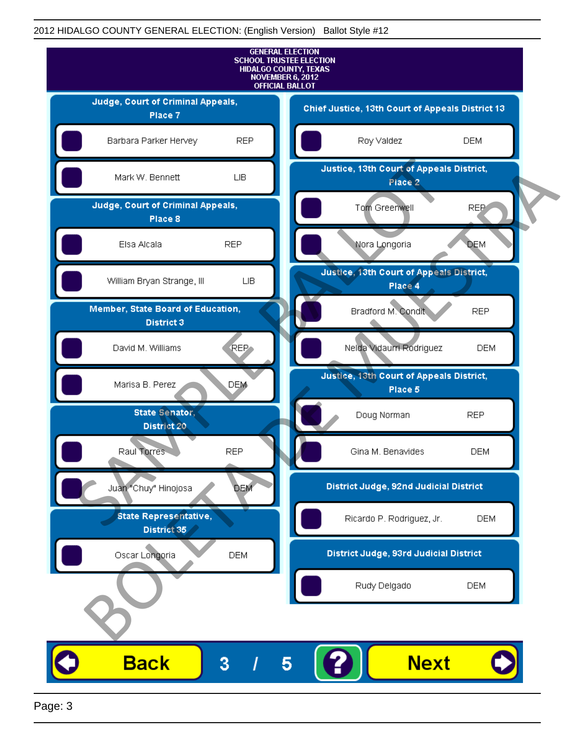# GENERAL ELECTION
# SCHOOL TRUSTEE ELECTION
# HIDALGO COUNTY, TEXAS
# NOVEMBER 6, 2012
# OFFICIAL BALLOT

## Judge, Court of Criminal Appeals, Place 7

| Candidate | Party |
| --- | --- |
| Barbara Parker Hervey | REP |
| Mark W. Bennett | LIB |

## Judge, Court of Criminal Appeals, Place 8

| Candidate | Party |
| --- | --- |
| Elsa Alcala | REP |
| William Bryan Strange, III | LIB |

## Member, State Board of Education, District 3

| Candidate | Party |
| --- | --- |
| David M. Williams | REP |
| Marisa B. Perez | DEM |

## State Senator, District 20

| Candidate | Party |
| --- | --- |
| Raul Torres | REP |
| Juan "Chuy" Hinojosa | DEM |

## State Representative, District 35

| Candidate | Party |
| --- | --- |
| Oscar Longoria | DEM |

## Chief Justice, 13th Court of Appeals District 13

| Candidate | Party |
| --- | --- |
| Roy Valdez | DEM |

## Justice, 13th Court of Appeals District, Place 2

| Candidate | Party |
| --- | --- |
| Tom Greenwell | REP |
| Nora Longoria | DEM |

## Justice, 13th Court of Appeals District, Place 4

| Candidate | Party |
| --- | --- |
| Bradford M. Condit | REP |
| Nelda Vidaurri Rodriguez | DEM |

## Justice, 13th Court of Appeals District, Place 5

| Candidate | Party |
| --- | --- |
| Doug Norman | REP |
| Gina M. Benavides | DEM |

## District Judge, 92nd Judicial District

| Candidate | Party |
| --- | --- |
| Ricardo P. Rodriguez, Jr. | DEM |

## District Judge, 93rd Judicial District

| Candidate | Party |
| --- | --- |
| Rudy Delgado | DEM |

SAMPLE BALLOT
BOLETA DE MUESTRA

Back 3 / 5 ? Next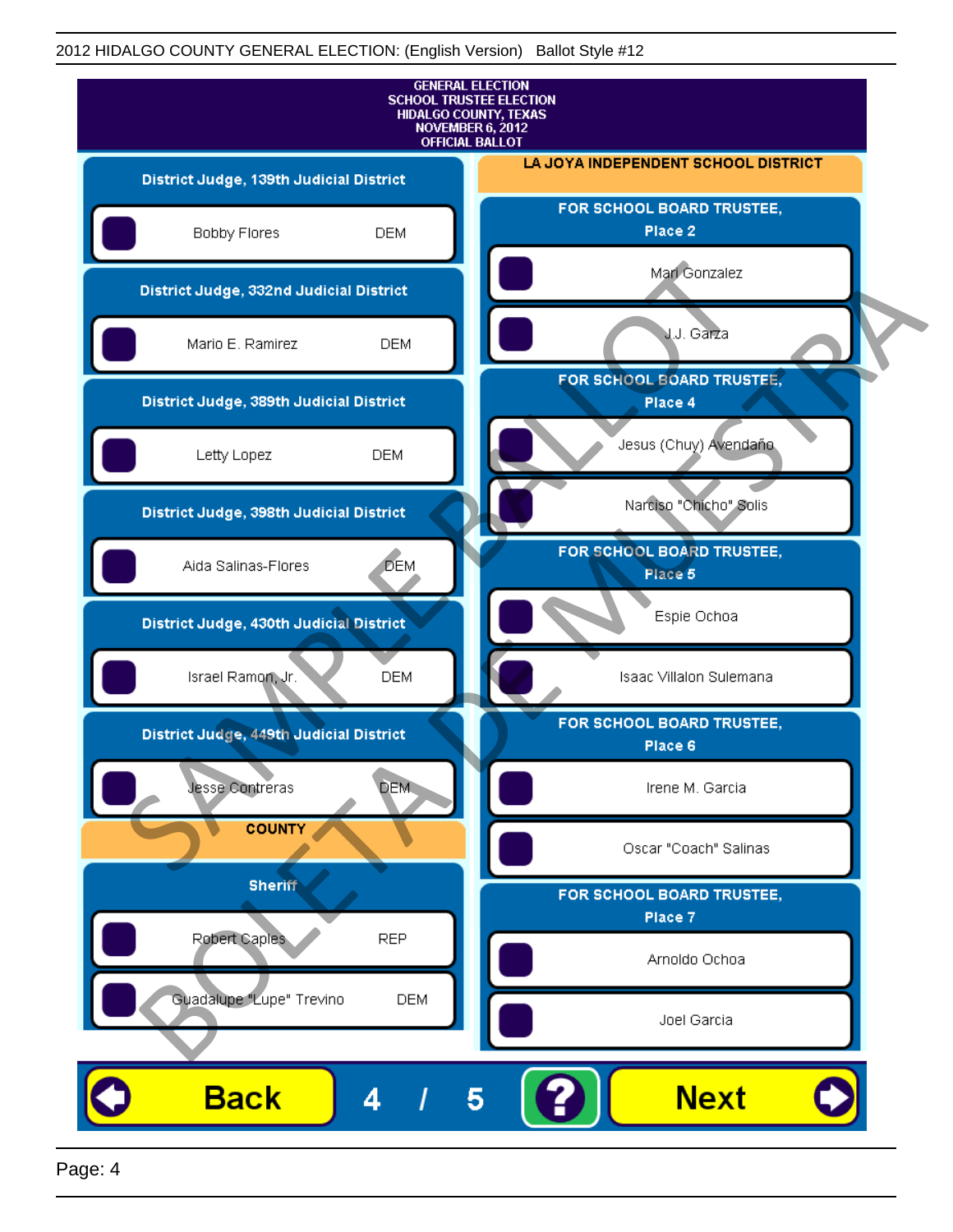2012 HIDALGO COUNTY GENERAL ELECTION: (English Version) Ballot Style #12

**GENERAL ELECTION**
**SCHOOL TRUSTEE ELECTION**
**HIDALGO COUNTY, TEXAS**
**NOVEMBER 6, 2012**
**OFFICIAL BALLOT**

### District Judge, 139th Judicial District

- Bobby Flores DEM

### District Judge, 332nd Judicial District

- Mario E. Ramirez DEM

### District Judge, 389th Judicial District

- Letty Lopez DEM

### District Judge, 398th Judicial District

- Aida Salinas-Flores DEM

### District Judge, 430th Judicial District

- Israel Ramon, Jr. DEM

### District Judge, 449th Judicial District

- Jesse Contreras DEM

## COUNTY

### Sheriff

- Robert Caples REP
- Guadalupe "Lupe" Trevino DEM

## LA JOYA INDEPENDENT SCHOOL DISTRICT

### FOR SCHOOL BOARD TRUSTEE, Place 2

- Mari Gonzalez
- J.J. Garza

### FOR SCHOOL BOARD TRUSTEE, Place 4

- Jesus (Chuy) Avendaño
- Narciso "Chicho" Solis

### FOR SCHOOL BOARD TRUSTEE, Place 5

- Espie Ochoa
- Isaac Villalon Sulemana

### FOR SCHOOL BOARD TRUSTEE, Place 6

- Irene M. Garcia
- Oscar "Coach" Salinas

### FOR SCHOOL BOARD TRUSTEE, Place 7

- Arnoldo Ochoa
- Joel Garcia

SAMPLE BALLOT BOLETA DE MUESTRA

Back 4 / 5 ? Next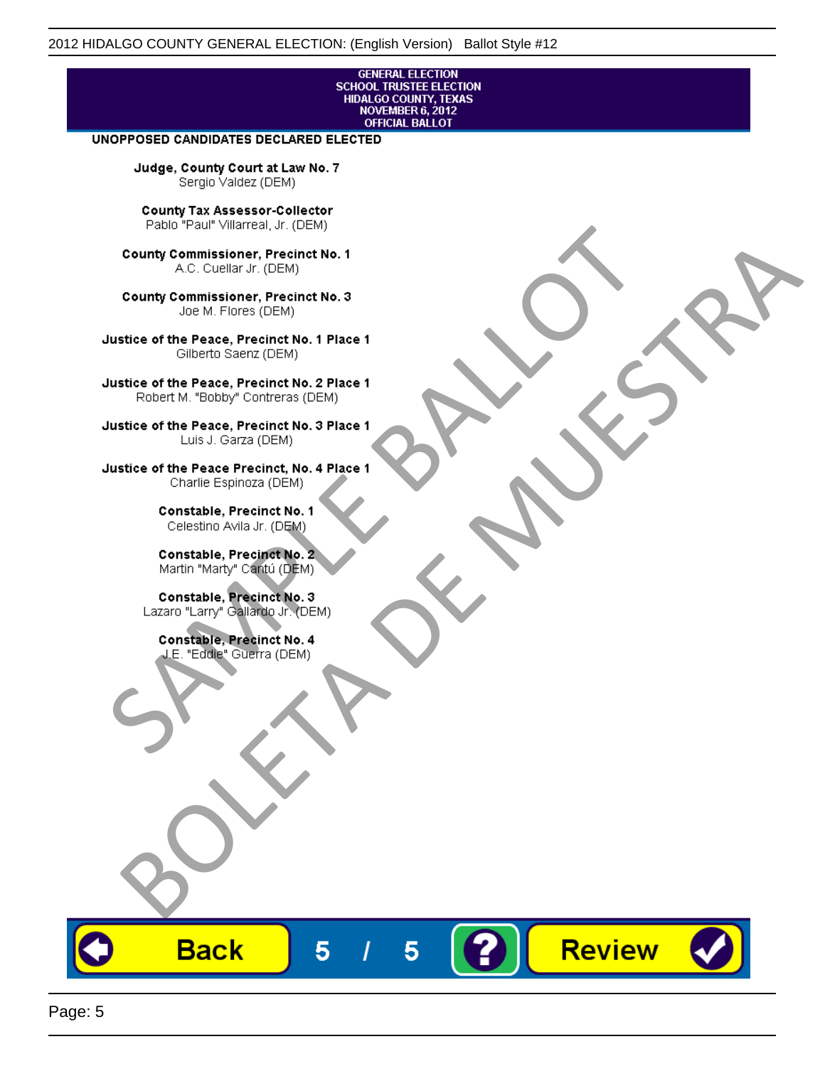GENERAL ELECTION
SCHOOL TRUSTEE ELECTION
HIDALGO COUNTY, TEXAS
NOVEMBER 6, 2012
OFFICIAL BALLOT

## UNOPPOSED CANDIDATES DECLARED ELECTED

**Judge, County Court at Law No. 7**
Sergio Valdez (DEM)

**County Tax Assessor-Collector**
Pablo "Paul" Villarreal, Jr. (DEM)

**County Commissioner, Precinct No. 1**
A.C. Cuellar Jr. (DEM)

**County Commissioner, Precinct No. 3**
Joe M. Flores (DEM)

**Justice of the Peace, Precinct No. 1 Place 1**
Gilberto Saenz (DEM)

**Justice of the Peace, Precinct No. 2 Place 1**
Robert M. "Bobby" Contreras (DEM)

**Justice of the Peace, Precinct No. 3 Place 1**
Luis J. Garza (DEM)

**Justice of the Peace Precinct, No. 4 Place 1**
Charlie Espinoza (DEM)

**Constable, Precinct No. 1**
Celestino Avila Jr. (DEM)

**Constable, Precinct No. 2**
Martin "Marty" Cantú (DEM)

**Constable, Precinct No. 3**
Lazaro "Larry" Gallardo Jr. (DEM)

**Constable, Precinct No. 4**
J.E. "Eddie" Guerra (DEM)

SAMPLE BALLOT
BOLETA DE MUESTRA

Back 5 / 5 ? Review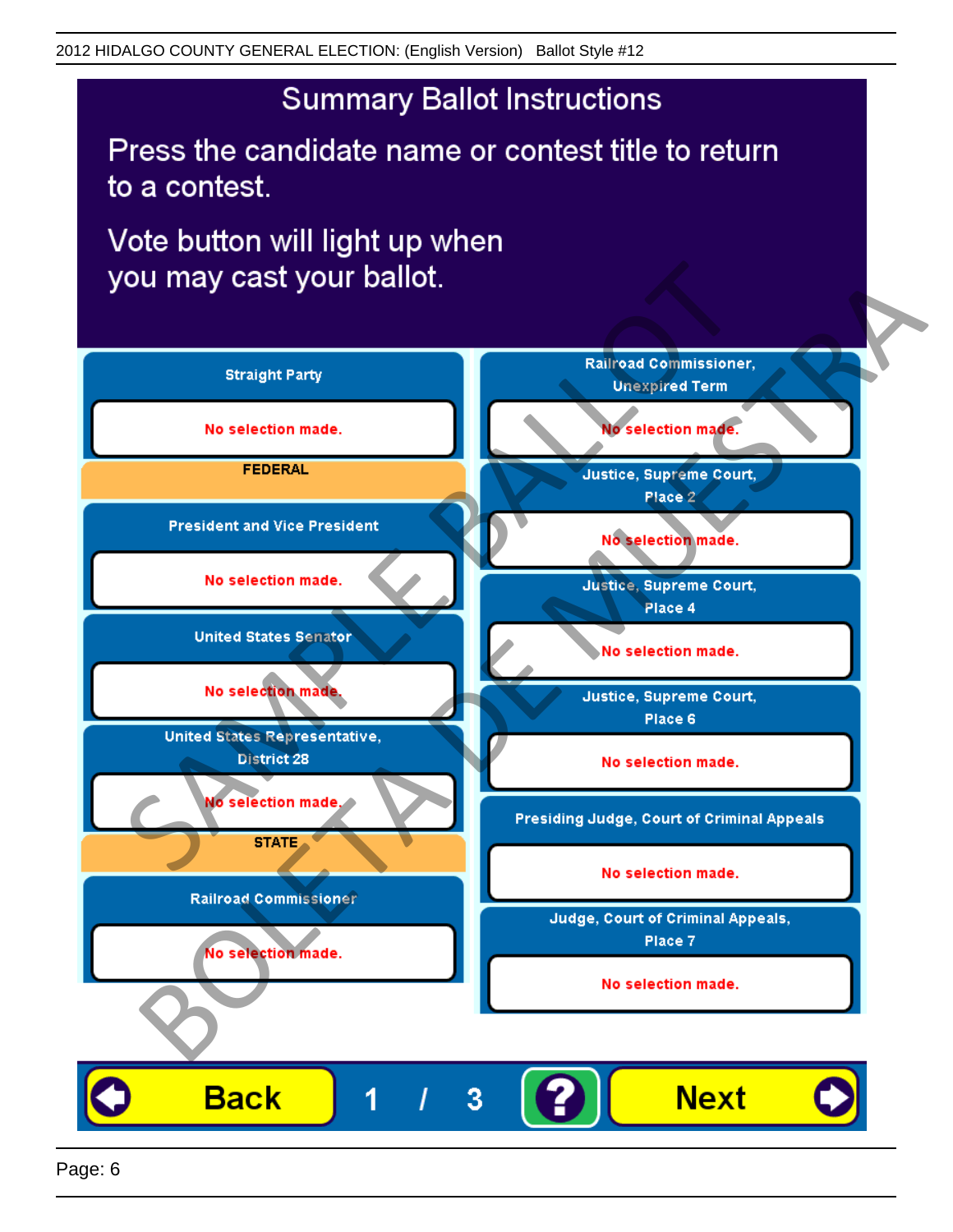# Summary Ballot Instructions

Press the candidate name or contest title to return to a contest.

Vote button will light up when you may cast your ballot.

**Straight Party**

No selection made.

**FEDERAL**

**President and Vice President**

No selection made.

**United States Senator**

No selection made.

**United States Representative, District 28**

No selection made.

**STATE**

**Railroad Commissioner**

No selection made.

**Railroad Commissioner, Unexpired Term**

No selection made.

**Justice, Supreme Court, Place 2**

No selection made.

**Justice, Supreme Court, Place 4**

No selection made.

**Justice, Supreme Court, Place 6**

No selection made.

**Presiding Judge, Court of Criminal Appeals**

No selection made.

**Judge, Court of Criminal Appeals, Place 7**

No selection made.

Back | 1 / 3 | ? | Next

SAMPLE BALLOT
BOLETA DE MUESTRA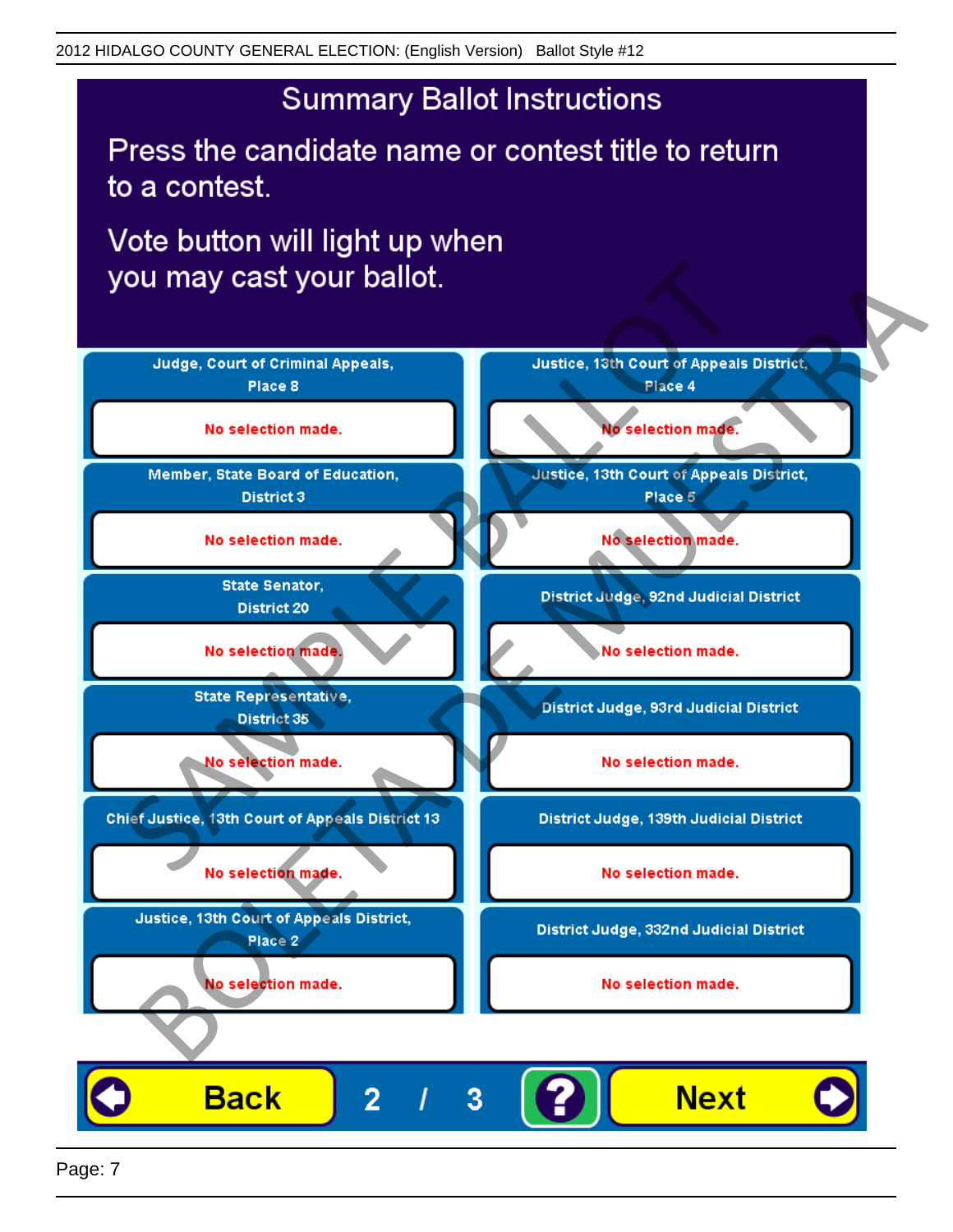# Summary Ballot Instructions

Press the candidate name or contest title to return to a contest.

Vote button will light up when you may cast your ballot.

| Contest | Selection |
|---|---|
| Judge, Court of Criminal Appeals, Place 8 | No selection made. |
| Member, State Board of Education, District 3 | No selection made. |
| State Senator, District 20 | No selection made. |
| State Representative, District 35 | No selection made. |
| Chief Justice, 13th Court of Appeals District 13 | No selection made. |
| Justice, 13th Court of Appeals District, Place 2 | No selection made. |
| Justice, 13th Court of Appeals District, Place 4 | No selection made. |
| Justice, 13th Court of Appeals District, Place 5 | No selection made. |
| District Judge, 92nd Judicial District | No selection made. |
| District Judge, 93rd Judicial District | No selection made. |
| District Judge, 139th Judicial District | No selection made. |
| District Judge, 332nd Judicial District | No selection made. |

Back 2 / 3 ? Next

SAMPLE BALLOT
BOLETA DE MUESTRA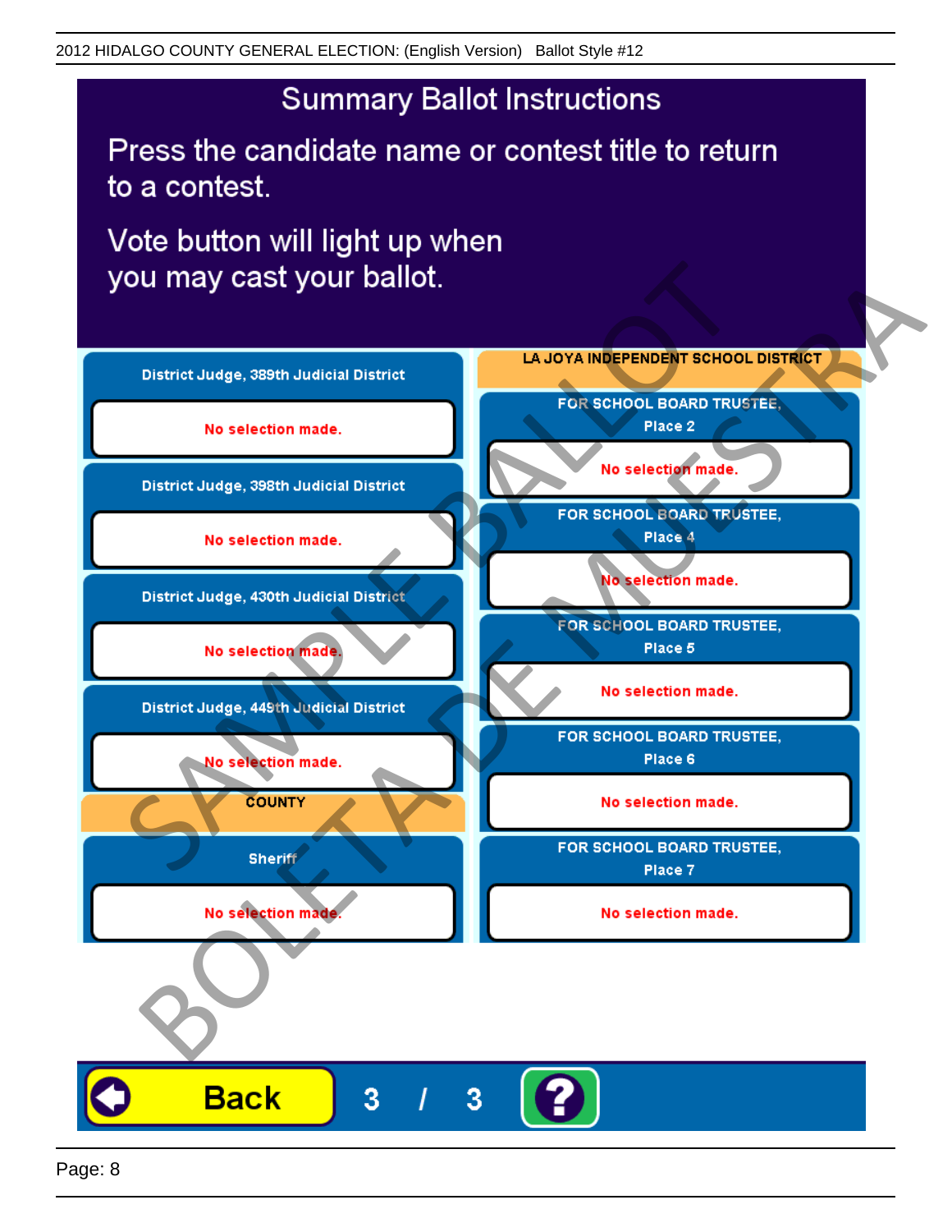2012 HIDALGO COUNTY GENERAL ELECTION: (English Version) Ballot Style #12

# Summary Ballot Instructions

Press the candidate name or contest title to return to a contest.

Vote button will light up when you may cast your ballot.

**District Judge, 389th Judicial District**

No selection made.

**District Judge, 398th Judicial District**

No selection made.

**District Judge, 430th Judicial District**

No selection made.

**District Judge, 449th Judicial District**

No selection made.

**COUNTY**

**Sheriff**

No selection made.

**LA JOYA INDEPENDENT SCHOOL DISTRICT**

**FOR SCHOOL BOARD TRUSTEE, Place 2**

No selection made.

**FOR SCHOOL BOARD TRUSTEE, Place 4**

No selection made.

**FOR SCHOOL BOARD TRUSTEE, Place 5**

No selection made.

**FOR SCHOOL BOARD TRUSTEE, Place 6**

No selection made.

**FOR SCHOOL BOARD TRUSTEE, Place 7**

No selection made.

SAMPLE BALLOT BOLETA DE MUESTRA

Back 3 / 3 ?